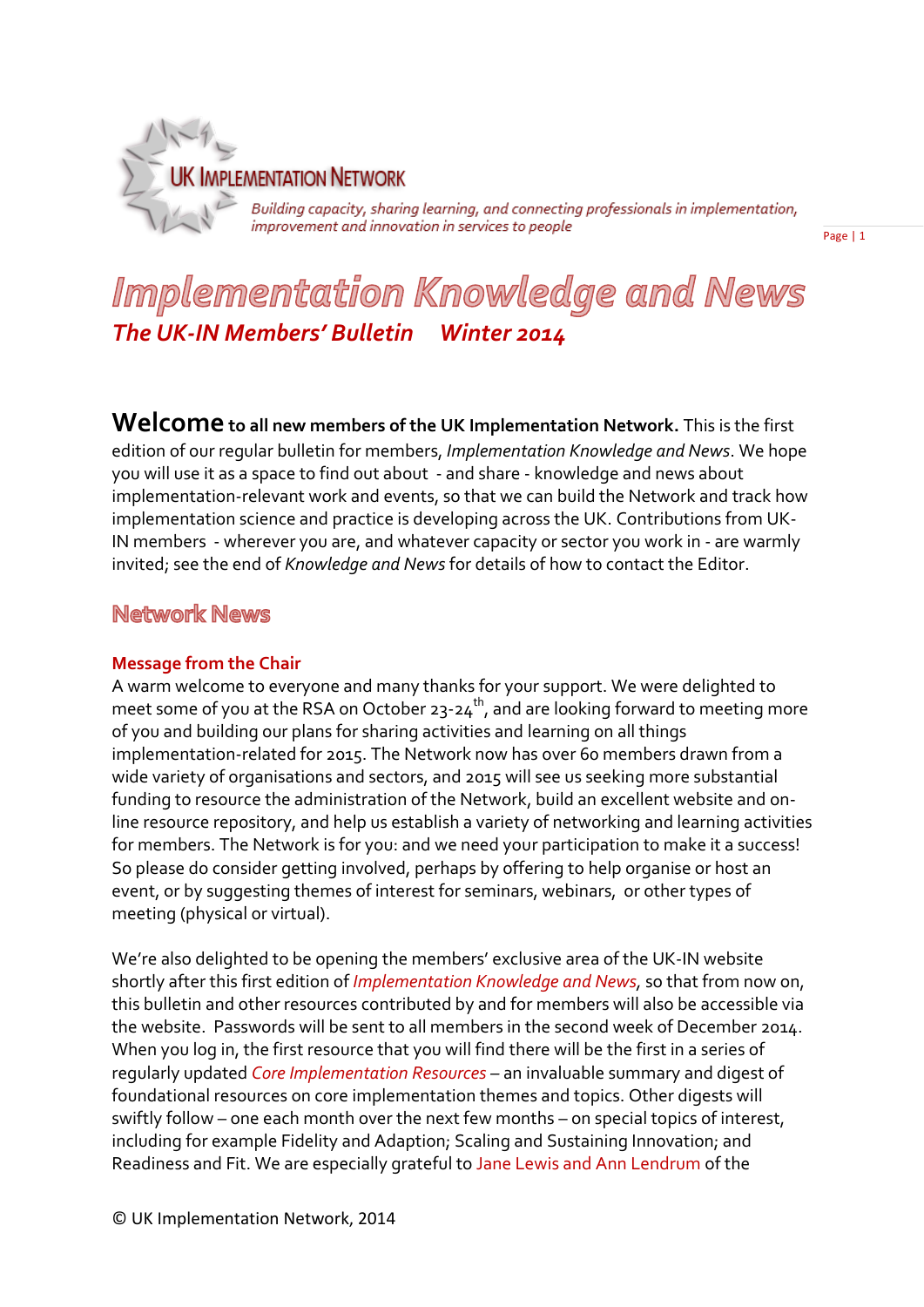UK IMPLEMENTATION NETWORK

*Building capacity, sharing learning, and connecting professionals in implementation, improvement and innovation in services to people*

# *Implementation Knowledge and News*

## *The UK-IN Members' Bulletin Winter 2014*

**Welcome to all new members of the UK Implementation Network.** This is the first edition of our regular bulletin for members, *Implementation Knowledge and News*. We hope you will use it as a space to find out about - and share - knowledge and news about implementation-relevant work and events, so that we can build the Network and track how implementation science and practice is developing across the UK. Contributions from UK-IN members - wherever you are, and whatever capacity or sector you work in - are warmly invited; see the end of *Knowledge and News* for details of how to contact the Editor.

## Network News

### Message from the Chair

A warm welcome to everyone and many thanks for your support. We were delighted to meet some of you at the RSA on October 23-24th, and are looking forward to meeting more of you and building our plans for sharing activities and learning on all things implementation-related for 2015. The Network now has over 60 members drawn from a wide variety of organisations and sectors, and 2015 will see us seeking more substantial funding to resource the administration of the Network, build an excellent website and on-line resource repository, and help us establish a variety of networking and learning activities for members. The Network is for you: and we need your participation to make it a success! So please do consider getting involved, perhaps by offering to help organise or host an event, or by suggesting themes of interest for seminars, webinars, or other types of meeting (physical or virtual).

We're also delighted to be opening the members' exclusive area of the UK-IN website shortly after this first edition of *Implementation Knowledge and News*, so that from now on, this bulletin and other resources contributed by and for members will also be accessible via the website. Passwords will be sent to all members in the second week of December 2014. When you log in, the first resource that you will find there will be the first in a series of regularly updated *Core Implementation Resources* – an invaluable summary and digest of foundational resources on core implementation themes and topics. Other digests will swiftly follow – one each month over the next few months – on special topics of interest, including for example Fidelity and Adaption; Scaling and Sustaining Innovation; and Readiness and Fit. We are especially grateful to Jane Lewis and Ann Lendrum of the

© UK Implementation Network, 2014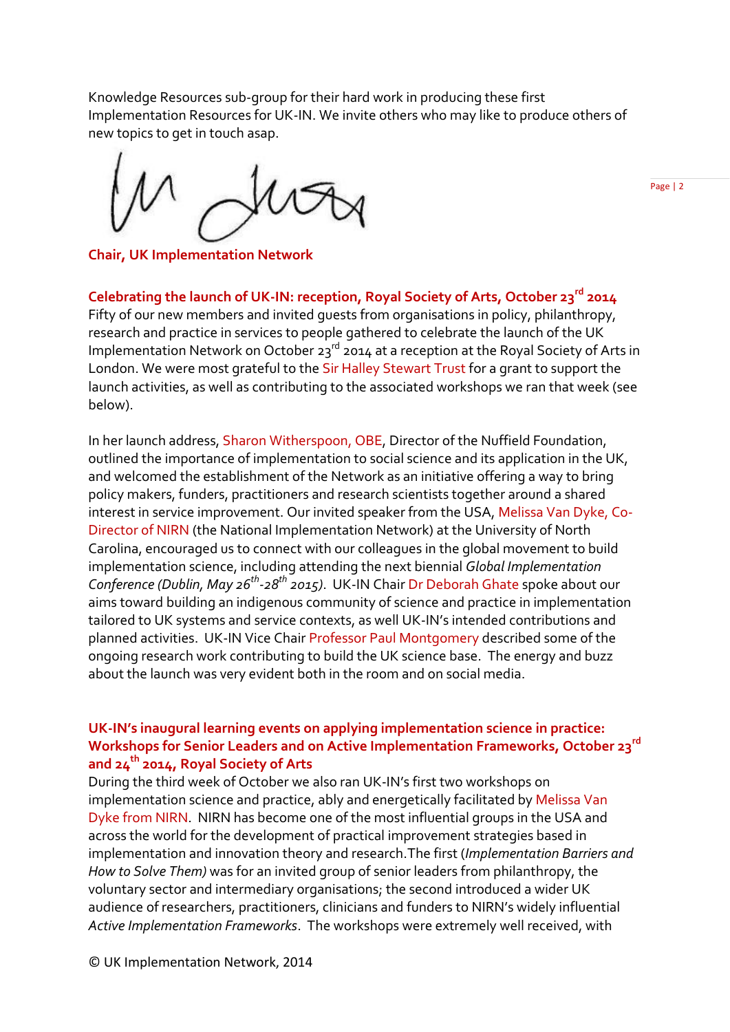Knowledge Resources sub-group for their hard work in producing these first Implementation Resources for UK-IN. We invite others who may like to produce others of new topics to get in touch asap.

**Chair, UK Implementation Network**

## Celebrating the launch of UK-IN: reception, Royal Society of Arts, October 23rd 2014

Fifty of our new members and invited guests from organisations in policy, philanthropy, research and practice in services to people gathered to celebrate the launch of the UK Implementation Network on October 23rd 2014 at a reception at the Royal Society of Arts in London. We were most grateful to the Sir Halley Stewart Trust for a grant to support the launch activities, as well as contributing to the associated workshops we ran that week (see below).

In her launch address, Sharon Witherspoon, OBE, Director of the Nuffield Foundation, outlined the importance of implementation to social science and its application in the UK, and welcomed the establishment of the Network as an initiative offering a way to bring policy makers, funders, practitioners and research scientists together around a shared interest in service improvement. Our invited speaker from the USA, Melissa Van Dyke, Co-Director of NIRN (the National Implementation Network) at the University of North Carolina, encouraged us to connect with our colleagues in the global movement to build implementation science, including attending the next biennial *Global Implementation Conference (Dublin, May 26th-28th 2015)*. UK-IN Chair Dr Deborah Ghate spoke about our aims toward building an indigenous community of science and practice in implementation tailored to UK systems and service contexts, as well UK-IN's intended contributions and planned activities. UK-IN Vice Chair Professor Paul Montgomery described some of the ongoing research work contributing to build the UK science base. The energy and buzz about the launch was very evident both in the room and on social media.

## UK-IN's inaugural learning events on applying implementation science in practice: Workshops for Senior Leaders and on Active Implementation Frameworks, October 23rd and 24th 2014, Royal Society of Arts

During the third week of October we also ran UK-IN's first two workshops on implementation science and practice, ably and energetically facilitated by Melissa Van Dyke from NIRN. NIRN has become one of the most influential groups in the USA and across the world for the development of practical improvement strategies based in implementation and innovation theory and research.The first (*Implementation Barriers and How to Solve Them)* was for an invited group of senior leaders from philanthropy, the voluntary sector and intermediary organisations; the second introduced a wider UK audience of researchers, practitioners, clinicians and funders to NIRN's widely influential *Active Implementation Frameworks*. The workshops were extremely well received, with

© UK Implementation Network, 2014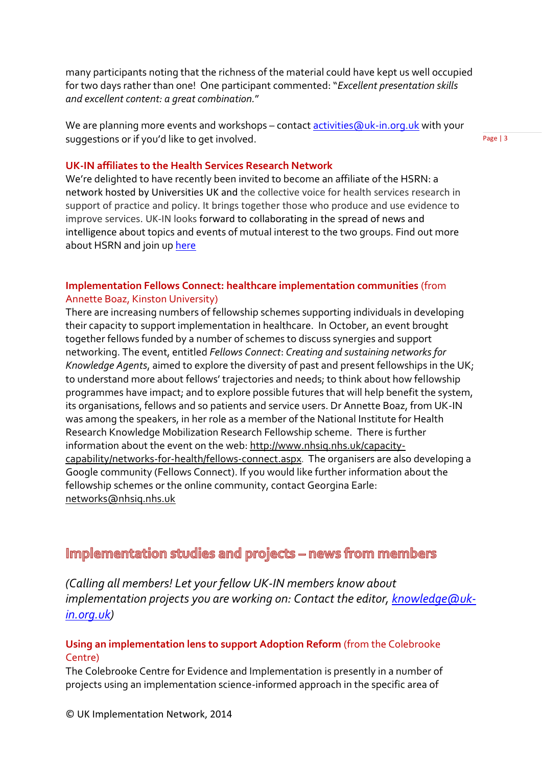many participants noting that the richness of the material could have kept us well occupied for two days rather than one! One participant commented: "*Excellent presentation skills and excellent content: a great combination.*"

We are planning more events and workshops – contact activities@uk-in.org.uk with your suggestions or if you'd like to get involved.

### UK-IN affiliates to the Health Services Research Network

We're delighted to have recently been invited to become an affiliate of the HSRN: a network hosted by Universities UK and the collective voice for health services research in support of practice and policy. It brings together those who produce and use evidence to improve services. UK-IN looks forward to collaborating in the spread of news and intelligence about topics and events of mutual interest to the two groups. Find out more about HSRN and join up here

### Implementation Fellows Connect: healthcare implementation communities (from Annette Boaz, Kinston University)

There are increasing numbers of fellowship schemes supporting individuals in developing their capacity to support implementation in healthcare. In October, an event brought together fellows funded by a number of schemes to discuss synergies and support networking. The event, entitled *Fellows Connect*: *Creating and sustaining networks for Knowledge Agents*, aimed to explore the diversity of past and present fellowships in the UK; to understand more about fellows' trajectories and needs; to think about how fellowship programmes have impact; and to explore possible futures that will help benefit the system, its organisations, fellows and so patients and service users. Dr Annette Boaz, from UK-IN was among the speakers, in her role as a member of the National Institute for Health Research Knowledge Mobilization Research Fellowship scheme. There is further information about the event on the web: http://www.nhsiq.nhs.uk/capacity-capability/networks-for-health/fellows-connect.aspx. The organisers are also developing a Google community (Fellows Connect). If you would like further information about the fellowship schemes or the online community, contact Georgina Earle: networks@nhsiq.nhs.uk

## Implementation studies and projects – news from members

*(Calling all members! Let your fellow UK-IN members know about implementation projects you are working on: Contact the editor, knowledge@uk-in.org.uk)*

### Using an implementation lens to support Adoption Reform (from the Colebrooke Centre)

The Colebrooke Centre for Evidence and Implementation is presently in a number of projects using an implementation science-informed approach in the specific area of

© UK Implementation Network, 2014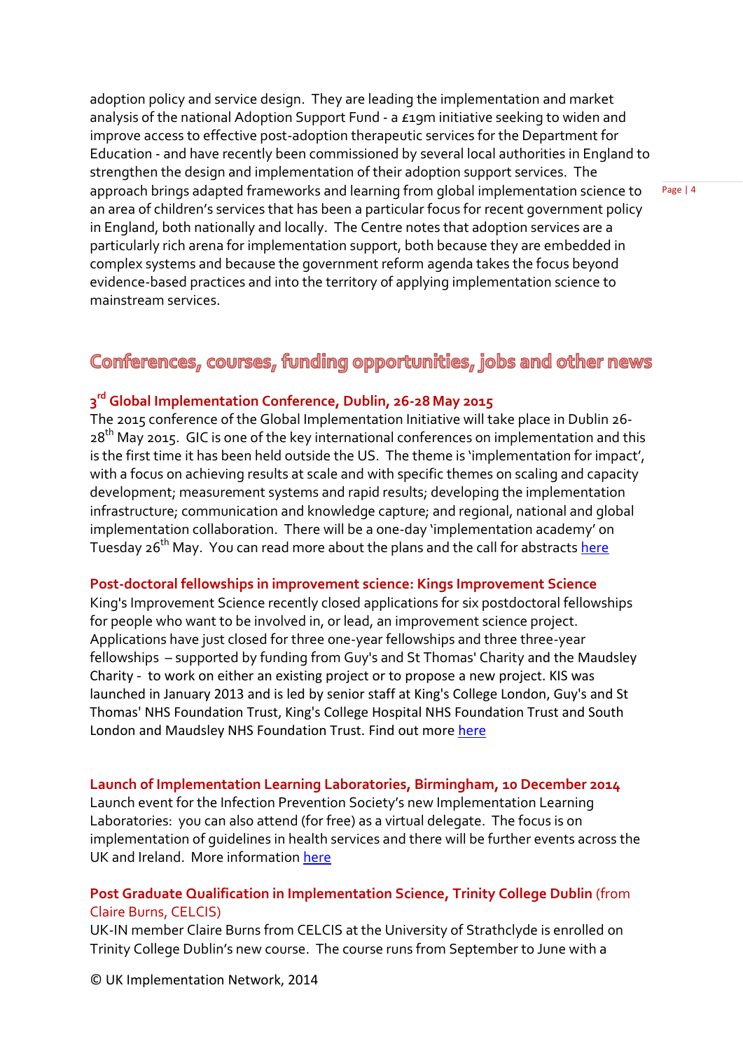adoption policy and service design. They are leading the implementation and market analysis of the national Adoption Support Fund - a £19m initiative seeking to widen and improve access to effective post-adoption therapeutic services for the Department for Education - and have recently been commissioned by several local authorities in England to strengthen the design and implementation of their adoption support services. The approach brings adapted frameworks and learning from global implementation science to an area of children's services that has been a particular focus for recent government policy in England, both nationally and locally. The Centre notes that adoption services are a particularly rich arena for implementation support, both because they are embedded in complex systems and because the government reform agenda takes the focus beyond evidence-based practices and into the territory of applying implementation science to mainstream services.

## Conferences, courses, funding opportunities, jobs and other news

### 3rd Global Implementation Conference, Dublin, 26-28 May 2015

The 2015 conference of the Global Implementation Initiative will take place in Dublin 26-28th May 2015. GIC is one of the key international conferences on implementation and this is the first time it has been held outside the US. The theme is 'implementation for impact', with a focus on achieving results at scale and with specific themes on scaling and capacity development; measurement systems and rapid results; developing the implementation infrastructure; communication and knowledge capture; and regional, national and global implementation collaboration. There will be a one-day 'implementation academy' on Tuesday 26th May. You can read more about the plans and the call for abstracts here

### Post-doctoral fellowships in improvement science: Kings Improvement Science

King's Improvement Science recently closed applications for six postdoctoral fellowships for people who want to be involved in, or lead, an improvement science project. Applications have just closed for three one-year fellowships and three three-year fellowships – supported by funding from Guy's and St Thomas' Charity and the Maudsley Charity - to work on either an existing project or to propose a new project. KIS was launched in January 2013 and is led by senior staff at King's College London, Guy's and St Thomas' NHS Foundation Trust, King's College Hospital NHS Foundation Trust and South London and Maudsley NHS Foundation Trust. Find out more here

### Launch of Implementation Learning Laboratories, Birmingham, 10 December 2014

Launch event for the Infection Prevention Society's new Implementation Learning Laboratories: you can also attend (for free) as a virtual delegate. The focus is on implementation of guidelines in health services and there will be further events across the UK and Ireland. More information here

### Post Graduate Qualification in Implementation Science, Trinity College Dublin (from Claire Burns, CELCIS)

UK-IN member Claire Burns from CELCIS at the University of Strathclyde is enrolled on Trinity College Dublin's new course. The course runs from September to June with a

© UK Implementation Network, 2014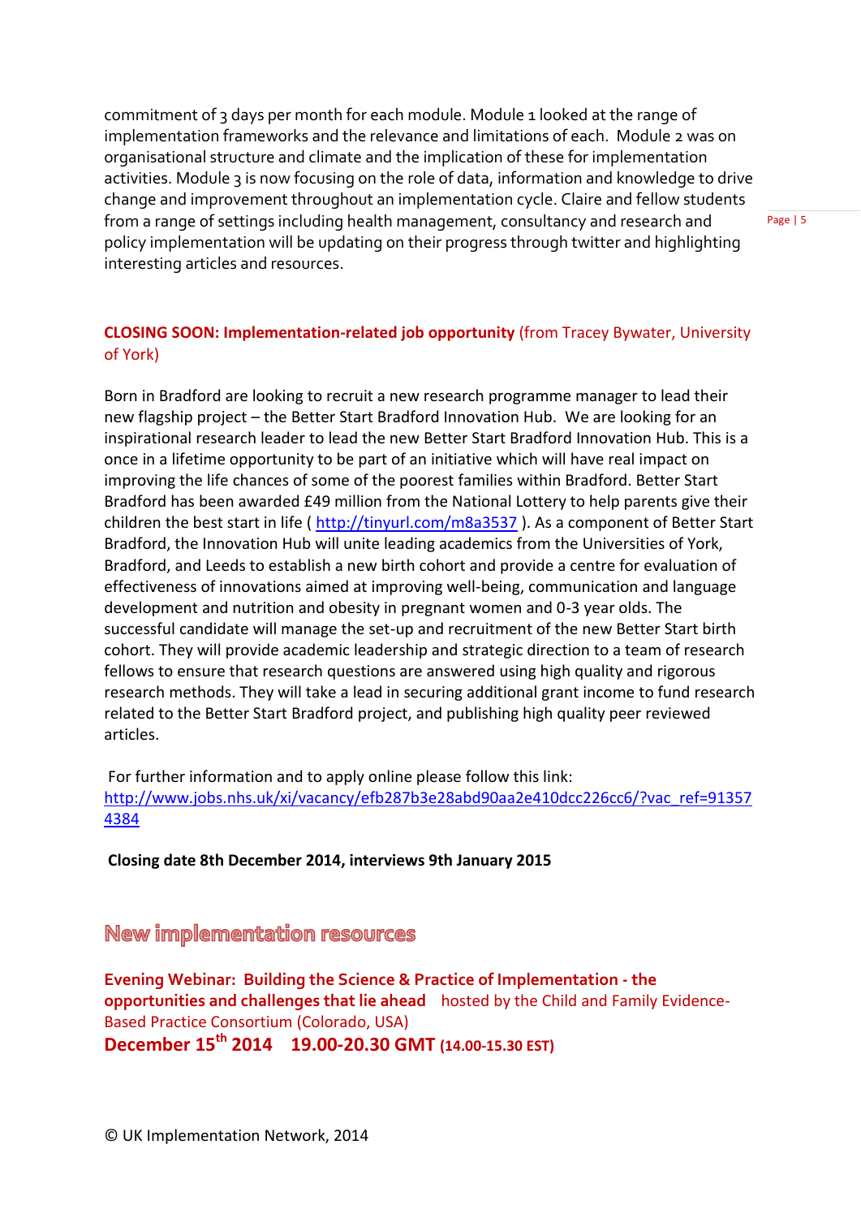commitment of 3 days per month for each module. Module 1 looked at the range of implementation frameworks and the relevance and limitations of each. Module 2 was on organisational structure and climate and the implication of these for implementation activities. Module 3 is now focusing on the role of data, information and knowledge to drive change and improvement throughout an implementation cycle. Claire and fellow students from a range of settings including health management, consultancy and research and policy implementation will be updating on their progress through twitter and highlighting interesting articles and resources.

**CLOSING SOON: Implementation-related job opportunity** (from Tracey Bywater, University of York)

Born in Bradford are looking to recruit a new research programme manager to lead their new flagship project – the Better Start Bradford Innovation Hub. We are looking for an inspirational research leader to lead the new Better Start Bradford Innovation Hub. This is a once in a lifetime opportunity to be part of an initiative which will have real impact on improving the life chances of some of the poorest families within Bradford. Better Start Bradford has been awarded £49 million from the National Lottery to help parents give their children the best start in life ( http://tinyurl.com/m8a3537 ). As a component of Better Start Bradford, the Innovation Hub will unite leading academics from the Universities of York, Bradford, and Leeds to establish a new birth cohort and provide a centre for evaluation of effectiveness of innovations aimed at improving well-being, communication and language development and nutrition and obesity in pregnant women and 0-3 year olds. The successful candidate will manage the set-up and recruitment of the new Better Start birth cohort. They will provide academic leadership and strategic direction to a team of research fellows to ensure that research questions are answered using high quality and rigorous research methods. They will take a lead in securing additional grant income to fund research related to the Better Start Bradford project, and publishing high quality peer reviewed articles.

For further information and to apply online please follow this link: http://www.jobs.nhs.uk/xi/vacancy/efb287b3e28abd90aa2e410dcc226cc6/?vac_ref=913574384

**Closing date 8th December 2014, interviews 9th January 2015**

## New implementation resources

**Evening Webinar: Building the Science & Practice of Implementation - the opportunities and challenges that lie ahead** hosted by the Child and Family Evidence-Based Practice Consortium (Colorado, USA)

**December 15th 2014 19.00-20.30 GMT (14.00-15.30 EST)**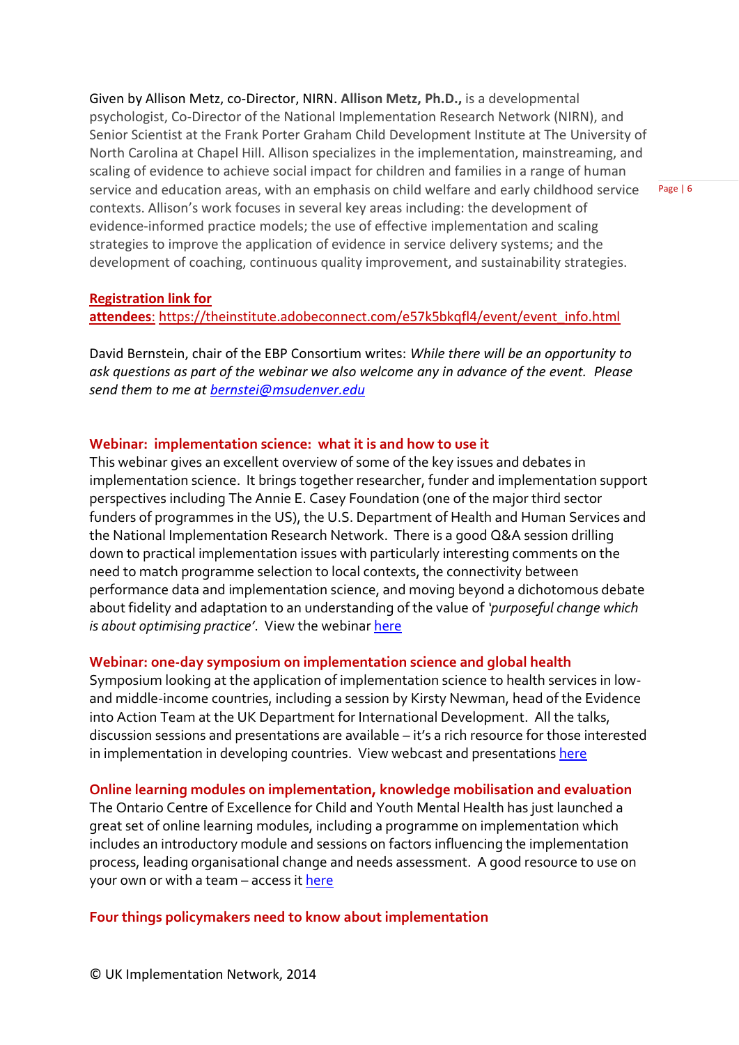Given by Allison Metz, co-Director, NIRN. **Allison Metz, Ph.D.,** is a developmental psychologist, Co-Director of the National Implementation Research Network (NIRN), and Senior Scientist at the Frank Porter Graham Child Development Institute at The University of North Carolina at Chapel Hill. Allison specializes in the implementation, mainstreaming, and scaling of evidence to achieve social impact for children and families in a range of human service and education areas, with an emphasis on child welfare and early childhood service contexts. Allison's work focuses in several key areas including: the development of evidence-informed practice models; the use of effective implementation and scaling strategies to improve the application of evidence in service delivery systems; and the development of coaching, continuous quality improvement, and sustainability strategies.

**Registration link for attendees**: https://theinstitute.adobeconnect.com/e57k5bkqfl4/event/event_info.html

David Bernstein, chair of the EBP Consortium writes: *While there will be an opportunity to ask questions as part of the webinar we also welcome any in advance of the event. Please send them to me at bernstei@msudenver.edu*

### Webinar: implementation science: what it is and how to use it

This webinar gives an excellent overview of some of the key issues and debates in implementation science. It brings together researcher, funder and implementation support perspectives including The Annie E. Casey Foundation (one of the major third sector funders of programmes in the US), the U.S. Department of Health and Human Services and the National Implementation Research Network. There is a good Q&A session drilling down to practical implementation issues with particularly interesting comments on the need to match programme selection to local contexts, the connectivity between performance data and implementation science, and moving beyond a dichotomous debate about fidelity and adaptation to an understanding of the value of *'purposeful change which is about optimising practice'*. View the webinar here

### Webinar: one-day symposium on implementation science and global health

Symposium looking at the application of implementation science to health services in low- and middle-income countries, including a session by Kirsty Newman, head of the Evidence into Action Team at the UK Department for International Development. All the talks, discussion sessions and presentations are available – it's a rich resource for those interested in implementation in developing countries. View webcast and presentations here

### Online learning modules on implementation, knowledge mobilisation and evaluation

The Ontario Centre of Excellence for Child and Youth Mental Health has just launched a great set of online learning modules, including a programme on implementation which includes an introductory module and sessions on factors influencing the implementation process, leading organisational change and needs assessment. A good resource to use on your own or with a team – access it here

### Four things policymakers need to know about implementation

© UK Implementation Network, 2014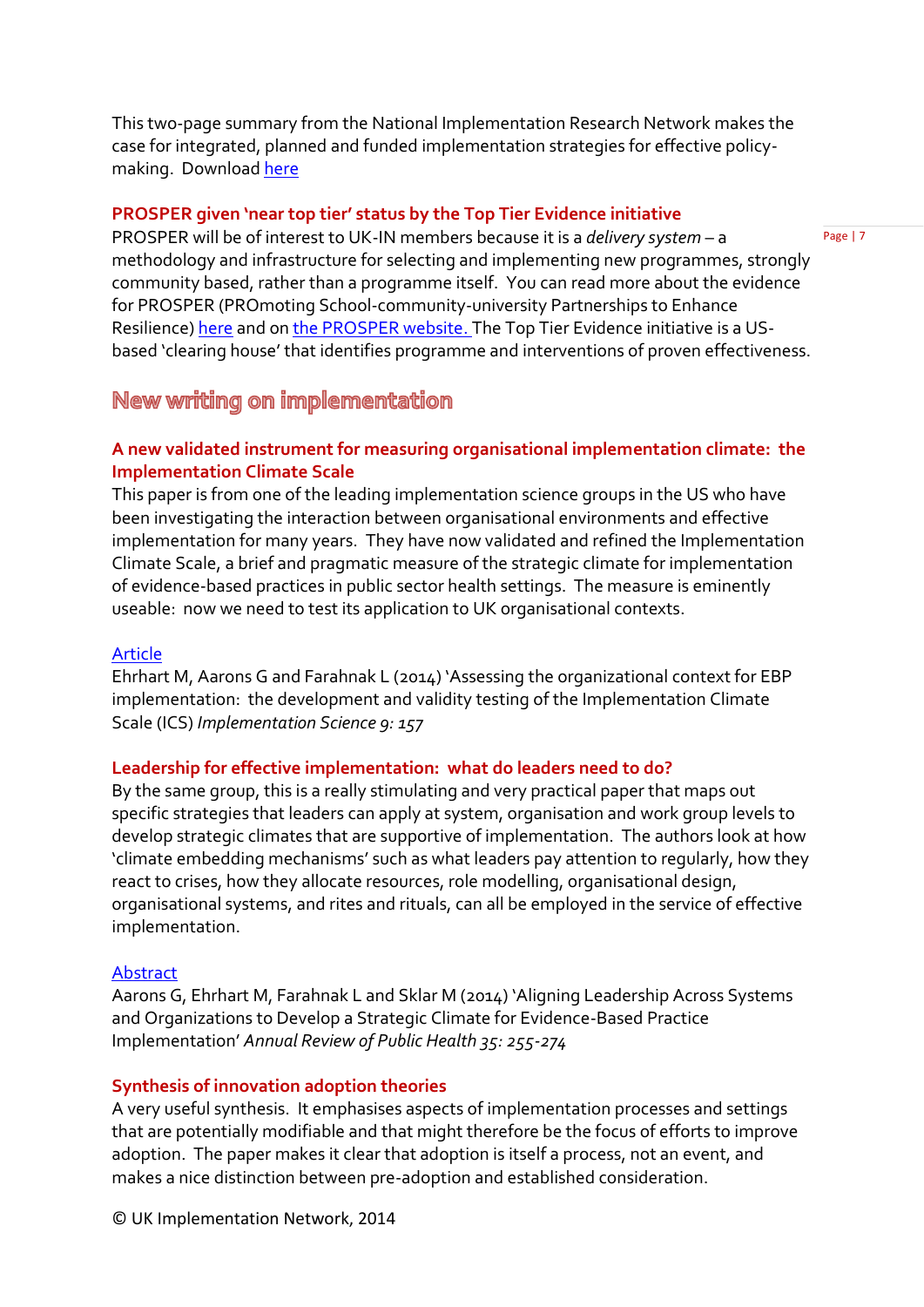This two-page summary from the National Implementation Research Network makes the case for integrated, planned and funded implementation strategies for effective policy-making. Download here

### PROSPER given 'near top tier' status by the Top Tier Evidence initiative

PROSPER will be of interest to UK-IN members because it is a *delivery system* – a methodology and infrastructure for selecting and implementing new programmes, strongly community based, rather than a programme itself. You can read more about the evidence for PROSPER (PROmoting School-community-university Partnerships to Enhance Resilience) here and on the PROSPER website. The Top Tier Evidence initiative is a US-based 'clearing house' that identifies programme and interventions of proven effectiveness.

## New writing on implementation

### A new validated instrument for measuring organisational implementation climate: the Implementation Climate Scale

This paper is from one of the leading implementation science groups in the US who have been investigating the interaction between organisational environments and effective implementation for many years. They have now validated and refined the Implementation Climate Scale, a brief and pragmatic measure of the strategic climate for implementation of evidence-based practices in public sector health settings. The measure is eminently useable: now we need to test its application to UK organisational contexts.

Article

Ehrhart M, Aarons G and Farahnak L (2014) 'Assessing the organizational context for EBP implementation: the development and validity testing of the Implementation Climate Scale (ICS) *Implementation Science 9: 157*

### Leadership for effective implementation: what do leaders need to do?

By the same group, this is a really stimulating and very practical paper that maps out specific strategies that leaders can apply at system, organisation and work group levels to develop strategic climates that are supportive of implementation. The authors look at how 'climate embedding mechanisms' such as what leaders pay attention to regularly, how they react to crises, how they allocate resources, role modelling, organisational design, organisational systems, and rites and rituals, can all be employed in the service of effective implementation.

Abstract

Aarons G, Ehrhart M, Farahnak L and Sklar M (2014) 'Aligning Leadership Across Systems and Organizations to Develop a Strategic Climate for Evidence-Based Practice Implementation' *Annual Review of Public Health 35: 255-274*

### Synthesis of innovation adoption theories

A very useful synthesis. It emphasises aspects of implementation processes and settings that are potentially modifiable and that might therefore be the focus of efforts to improve adoption. The paper makes it clear that adoption is itself a process, not an event, and makes a nice distinction between pre-adoption and established consideration.

© UK Implementation Network, 2014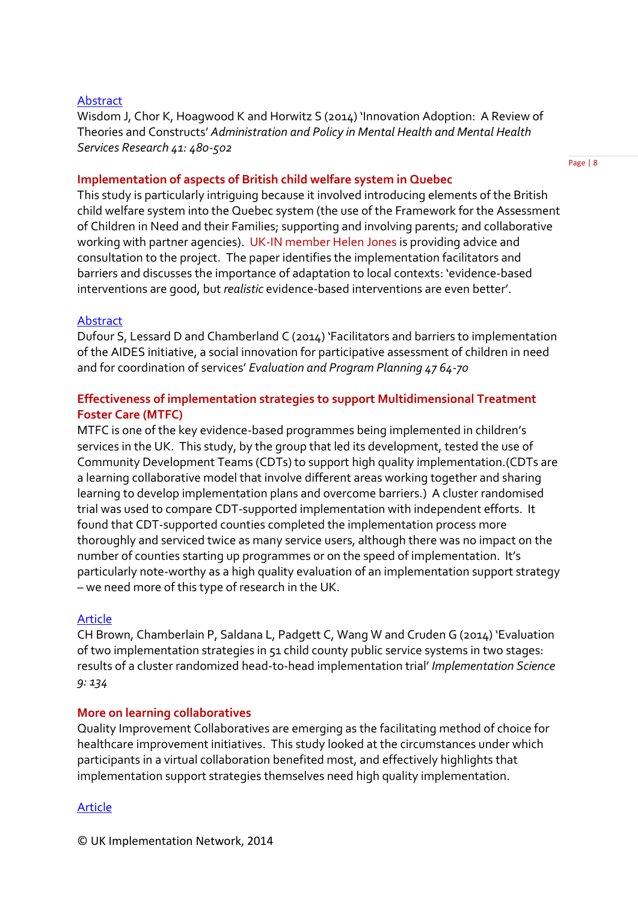[Abstract](#)

Wisdom J, Chor K, Hoagwood K and Horwitz S (2014) 'Innovation Adoption: A Review of Theories and Constructs' *Administration and Policy in Mental Health and Mental Health Services Research 41: 480-502*

### Implementation of aspects of British child welfare system in Quebec

This study is particularly intriguing because it involved introducing elements of the British child welfare system into the Quebec system (the use of the Framework for the Assessment of Children in Need and their Families; supporting and involving parents; and collaborative working with partner agencies). UK-IN member Helen Jones is providing advice and consultation to the project. The paper identifies the implementation facilitators and barriers and discusses the importance of adaptation to local contexts: 'evidence-based interventions are good, but *realistic* evidence-based interventions are even better'.

[Abstract](#)

Dufour S, Lessard D and Chamberland C (2014) 'Facilitators and barriers to implementation of the AIDES initiative, a social innovation for participative assessment of children in need and for coordination of services' *Evaluation and Program Planning 47 64-70*

### Effectiveness of implementation strategies to support Multidimensional Treatment Foster Care (MTFC)

MTFC is one of the key evidence-based programmes being implemented in children's services in the UK. This study, by the group that led its development, tested the use of Community Development Teams (CDTs) to support high quality implementation.(CDTs are a learning collaborative model that involve different areas working together and sharing learning to develop implementation plans and overcome barriers.) A cluster randomised trial was used to compare CDT-supported implementation with independent efforts. It found that CDT-supported counties completed the implementation process more thoroughly and serviced twice as many service users, although there was no impact on the number of counties starting up programmes or on the speed of implementation. It's particularly note-worthy as a high quality evaluation of an implementation support strategy – we need more of this type of research in the UK.

[Article](#)

CH Brown, Chamberlain P, Saldana L, Padgett C, Wang W and Cruden G (2014) 'Evaluation of two implementation strategies in 51 child county public service systems in two stages: results of a cluster randomized head-to-head implementation trial' *Implementation Science 9: 134*

### More on learning collaboratives

Quality Improvement Collaboratives are emerging as the facilitating method of choice for healthcare improvement initiatives. This study looked at the circumstances under which participants in a virtual collaboration benefited most, and effectively highlights that implementation support strategies themselves need high quality implementation.

[Article](#)

© UK Implementation Network, 2014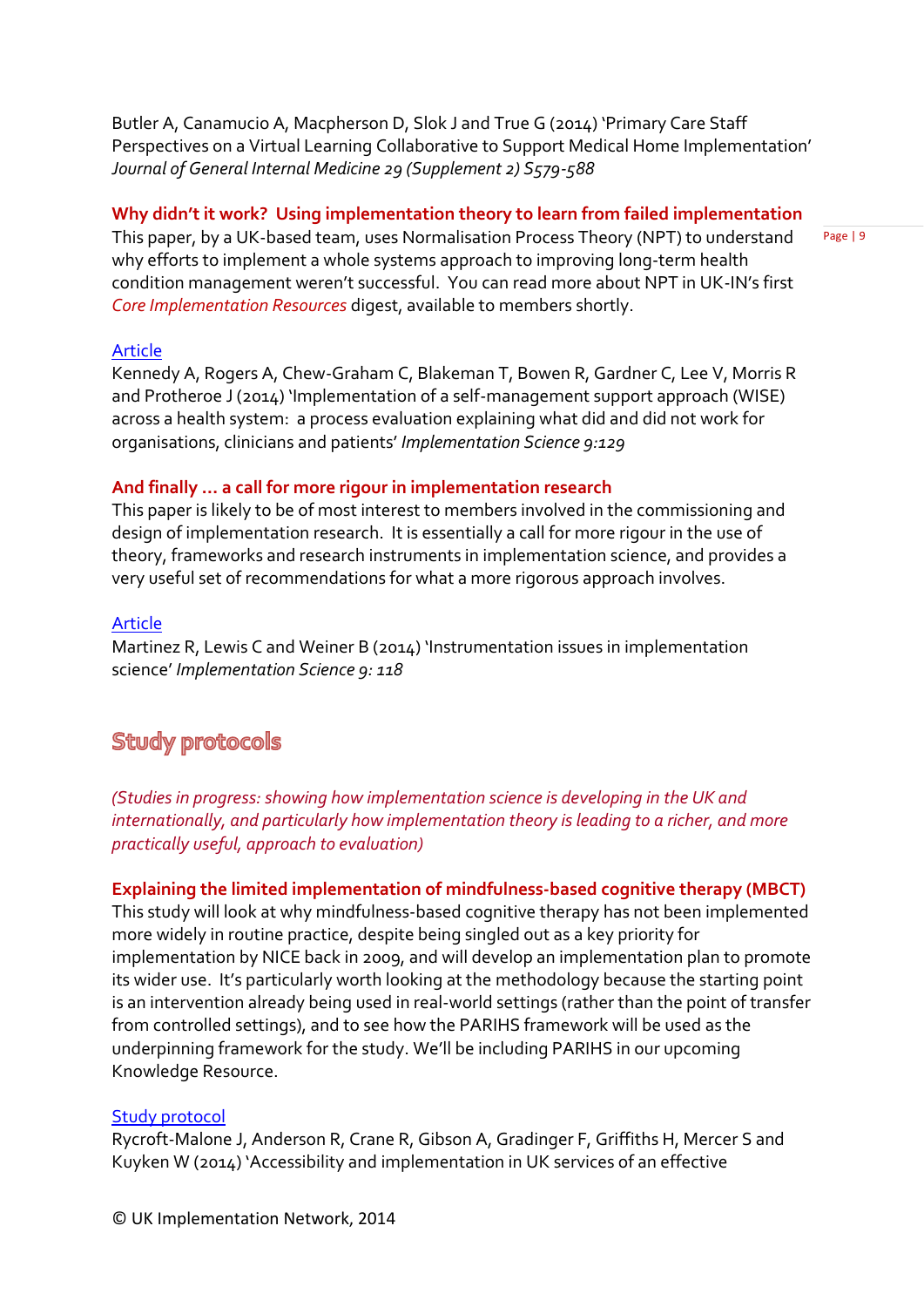Butler A, Canamucio A, Macpherson D, Slok J and True G (2014) 'Primary Care Staff Perspectives on a Virtual Learning Collaborative to Support Medical Home Implementation' *Journal of General Internal Medicine 29 (Supplement 2) S579-588*

**Why didn't it work? Using implementation theory to learn from failed implementation**

This paper, by a UK-based team, uses Normalisation Process Theory (NPT) to understand why efforts to implement a whole systems approach to improving long-term health condition management weren't successful. You can read more about NPT in UK-IN's first *Core Implementation Resources* digest, available to members shortly.

Article

Kennedy A, Rogers A, Chew-Graham C, Blakeman T, Bowen R, Gardner C, Lee V, Morris R and Protheroe J (2014) 'Implementation of a self-management support approach (WISE) across a health system: a process evaluation explaining what did and did not work for organisations, clinicians and patients' *Implementation Science 9:129*

**And finally … a call for more rigour in implementation research**

This paper is likely to be of most interest to members involved in the commissioning and design of implementation research. It is essentially a call for more rigour in the use of theory, frameworks and research instruments in implementation science, and provides a very useful set of recommendations for what a more rigorous approach involves.

Article

Martinez R, Lewis C and Weiner B (2014) 'Instrumentation issues in implementation science' *Implementation Science 9: 118*

## Study protocols

*(Studies in progress: showing how implementation science is developing in the UK and internationally, and particularly how implementation theory is leading to a richer, and more practically useful, approach to evaluation)*

**Explaining the limited implementation of mindfulness-based cognitive therapy (MBCT)**

This study will look at why mindfulness-based cognitive therapy has not been implemented more widely in routine practice, despite being singled out as a key priority for implementation by NICE back in 2009, and will develop an implementation plan to promote its wider use. It's particularly worth looking at the methodology because the starting point is an intervention already being used in real-world settings (rather than the point of transfer from controlled settings), and to see how the PARIHS framework will be used as the underpinning framework for the study. We'll be including PARIHS in our upcoming Knowledge Resource.

Study protocol

Rycroft-Malone J, Anderson R, Crane R, Gibson A, Gradinger F, Griffiths H, Mercer S and Kuyken W (2014) 'Accessibility and implementation in UK services of an effective

© UK Implementation Network, 2014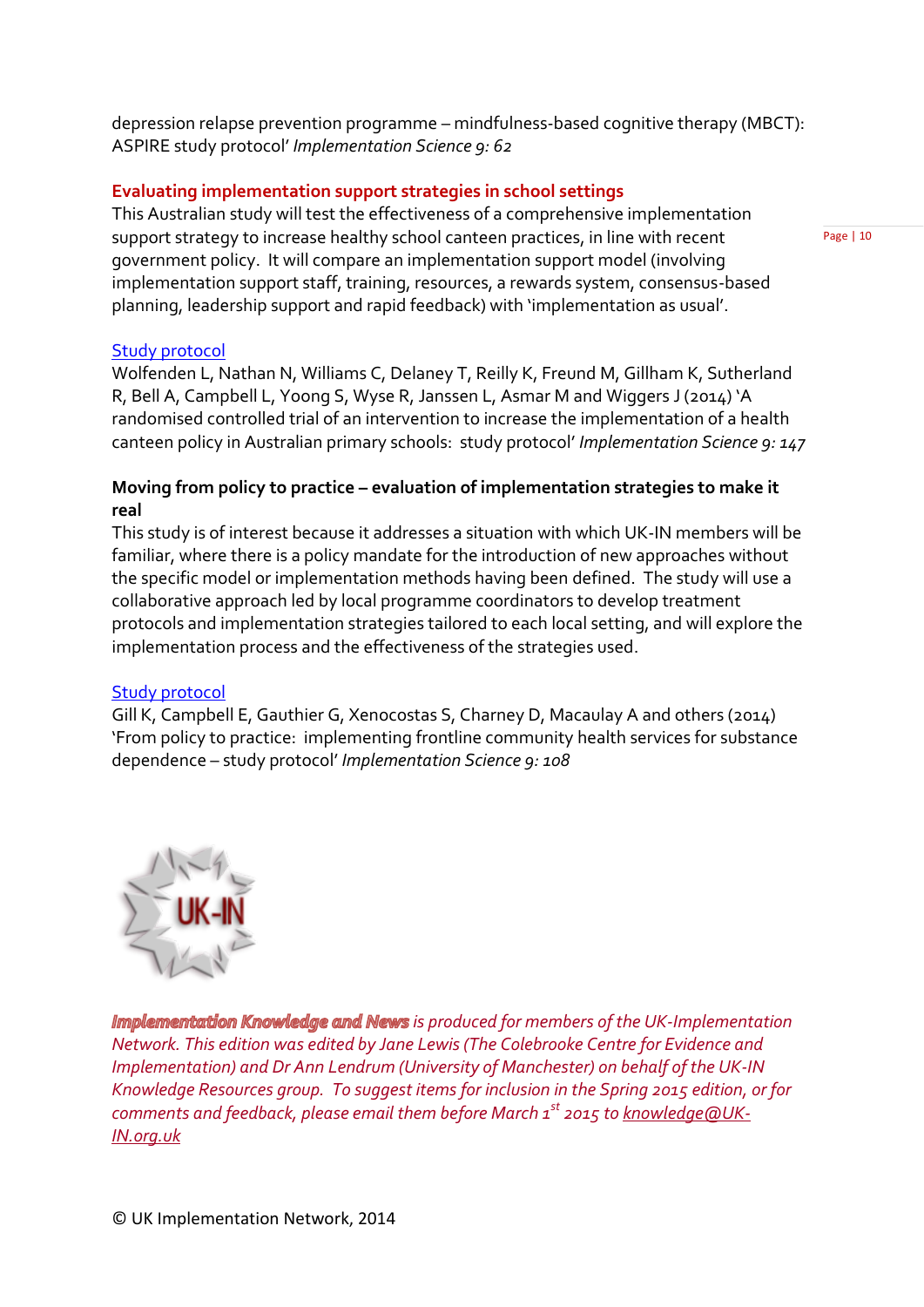depression relapse prevention programme – mindfulness-based cognitive therapy (MBCT): ASPIRE study protocol' *Implementation Science 9: 62*

## Evaluating implementation support strategies in school settings

This Australian study will test the effectiveness of a comprehensive implementation support strategy to increase healthy school canteen practices, in line with recent government policy. It will compare an implementation support model (involving implementation support staff, training, resources, a rewards system, consensus-based planning, leadership support and rapid feedback) with 'implementation as usual'.

Study protocol

Wolfenden L, Nathan N, Williams C, Delaney T, Reilly K, Freund M, Gillham K, Sutherland R, Bell A, Campbell L, Yoong S, Wyse R, Janssen L, Asmar M and Wiggers J (2014) 'A randomised controlled trial of an intervention to increase the implementation of a health canteen policy in Australian primary schools: study protocol' *Implementation Science 9: 147*

## Moving from policy to practice – evaluation of implementation strategies to make it real

This study is of interest because it addresses a situation with which UK-IN members will be familiar, where there is a policy mandate for the introduction of new approaches without the specific model or implementation methods having been defined. The study will use a collaborative approach led by local programme coordinators to develop treatment protocols and implementation strategies tailored to each local setting, and will explore the implementation process and the effectiveness of the strategies used.

Study protocol

Gill K, Campbell E, Gauthier G, Xenocostas S, Charney D, Macaulay A and others (2014) 'From policy to practice: implementing frontline community health services for substance dependence – study protocol' *Implementation Science 9: 108*

***Implementation Knowledge and News** is produced for members of the UK-Implementation Network. This edition was edited by Jane Lewis (The Colebrooke Centre for Evidence and Implementation) and Dr Ann Lendrum (University of Manchester) on behalf of the UK-IN Knowledge Resources group. To suggest items for inclusion in the Spring 2015 edition, or for comments and feedback, please email them before March 1st 2015 to knowledge@UK-IN.org.uk*

© UK Implementation Network, 2014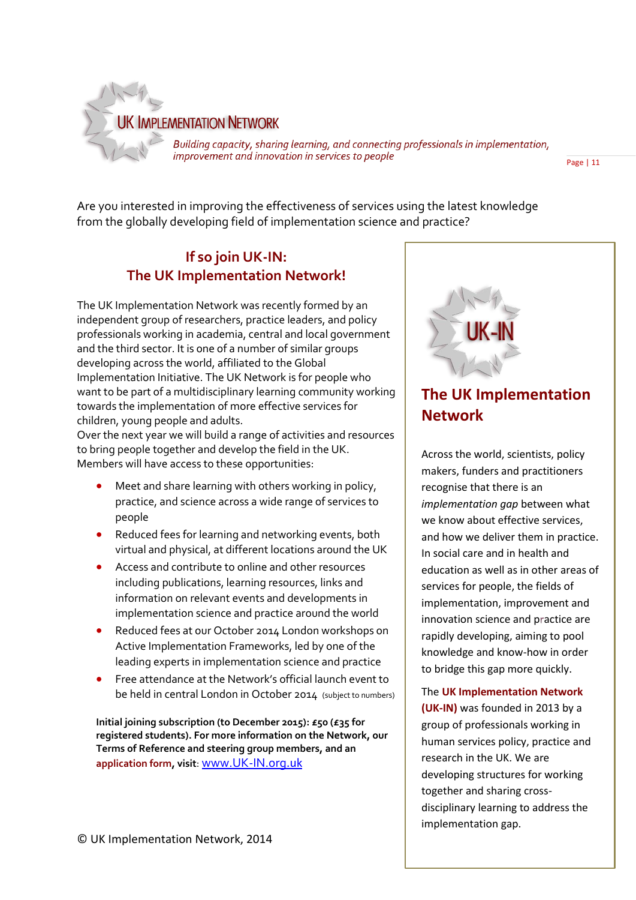UK IMPLEMENTATION NETWORK

*Building capacity, sharing learning, and connecting professionals in implementation, improvement and innovation in services to people*

Are you interested in improving the effectiveness of services using the latest knowledge from the globally developing field of implementation science and practice?

## If so join UK-IN: The UK Implementation Network!

The UK Implementation Network was recently formed by an independent group of researchers, practice leaders, and policy professionals working in academia, central and local government and the third sector. It is one of a number of similar groups developing across the world, affiliated to the Global Implementation Initiative. The UK Network is for people who want to be part of a multidisciplinary learning community working towards the implementation of more effective services for children, young people and adults.
Over the next year we will build a range of activities and resources to bring people together and develop the field in the UK. Members will have access to these opportunities:

- Meet and share learning with others working in policy, practice, and science across a wide range of services to people
- Reduced fees for learning and networking events, both virtual and physical, at different locations around the UK
- Access and contribute to online and other resources including publications, learning resources, links and information on relevant events and developments in implementation science and practice around the world
- Reduced fees at our October 2014 London workshops on Active Implementation Frameworks, led by one of the leading experts in implementation science and practice
- Free attendance at the Network's official launch event to be held in central London in October 2014 (subject to numbers)

**Initial joining subscription (to December 2015): £50 (£35 for registered students). For more information on the Network, our Terms of Reference and steering group members, and an application form, visit**: www.UK-IN.org.uk

UK-IN

## The UK Implementation Network

Across the world, scientists, policy makers, funders and practitioners recognise that there is an *implementation gap* between what we know about effective services, and how we deliver them in practice. In social care and in health and education as well as in other areas of services for people, the fields of implementation, improvement and innovation science and practice are rapidly developing, aiming to pool knowledge and know-how in order to bridge this gap more quickly.

The **UK Implementation Network (UK-IN)** was founded in 2013 by a group of professionals working in human services policy, practice and research in the UK. We are developing structures for working together and sharing cross-disciplinary learning to address the implementation gap.

© UK Implementation Network, 2014